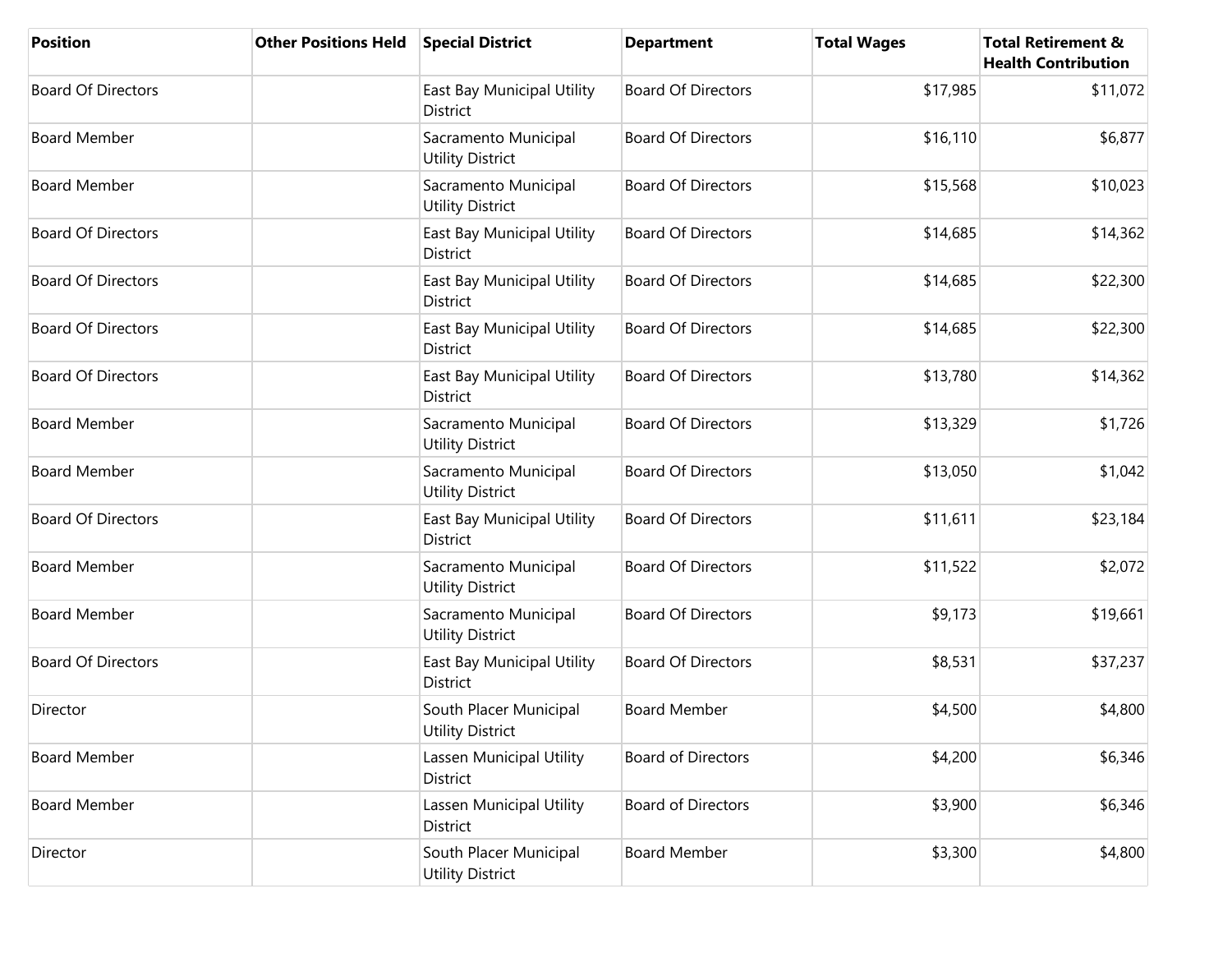| Position | Other Positions Held | Special District | Department | Total Wages | Total Retirement & Health Contribution |
|---|---|---|---|---|---|
| Board Of Directors | | East Bay Municipal Utility District | Board Of Directors | $17,985 | $11,072 |
| Board Member | | Sacramento Municipal Utility District | Board Of Directors | $16,110 | $6,877 |
| Board Member | | Sacramento Municipal Utility District | Board Of Directors | $15,568 | $10,023 |
| Board Of Directors | | East Bay Municipal Utility District | Board Of Directors | $14,685 | $14,362 |
| Board Of Directors | | East Bay Municipal Utility District | Board Of Directors | $14,685 | $22,300 |
| Board Of Directors | | East Bay Municipal Utility District | Board Of Directors | $14,685 | $22,300 |
| Board Of Directors | | East Bay Municipal Utility District | Board Of Directors | $13,780 | $14,362 |
| Board Member | | Sacramento Municipal Utility District | Board Of Directors | $13,329 | $1,726 |
| Board Member | | Sacramento Municipal Utility District | Board Of Directors | $13,050 | $1,042 |
| Board Of Directors | | East Bay Municipal Utility District | Board Of Directors | $11,611 | $23,184 |
| Board Member | | Sacramento Municipal Utility District | Board Of Directors | $11,522 | $2,072 |
| Board Member | | Sacramento Municipal Utility District | Board Of Directors | $9,173 | $19,661 |
| Board Of Directors | | East Bay Municipal Utility District | Board Of Directors | $8,531 | $37,237 |
| Director | | South Placer Municipal Utility District | Board Member | $4,500 | $4,800 |
| Board Member | | Lassen Municipal Utility District | Board of Directors | $4,200 | $6,346 |
| Board Member | | Lassen Municipal Utility District | Board of Directors | $3,900 | $6,346 |
| Director | | South Placer Municipal Utility District | Board Member | $3,300 | $4,800 |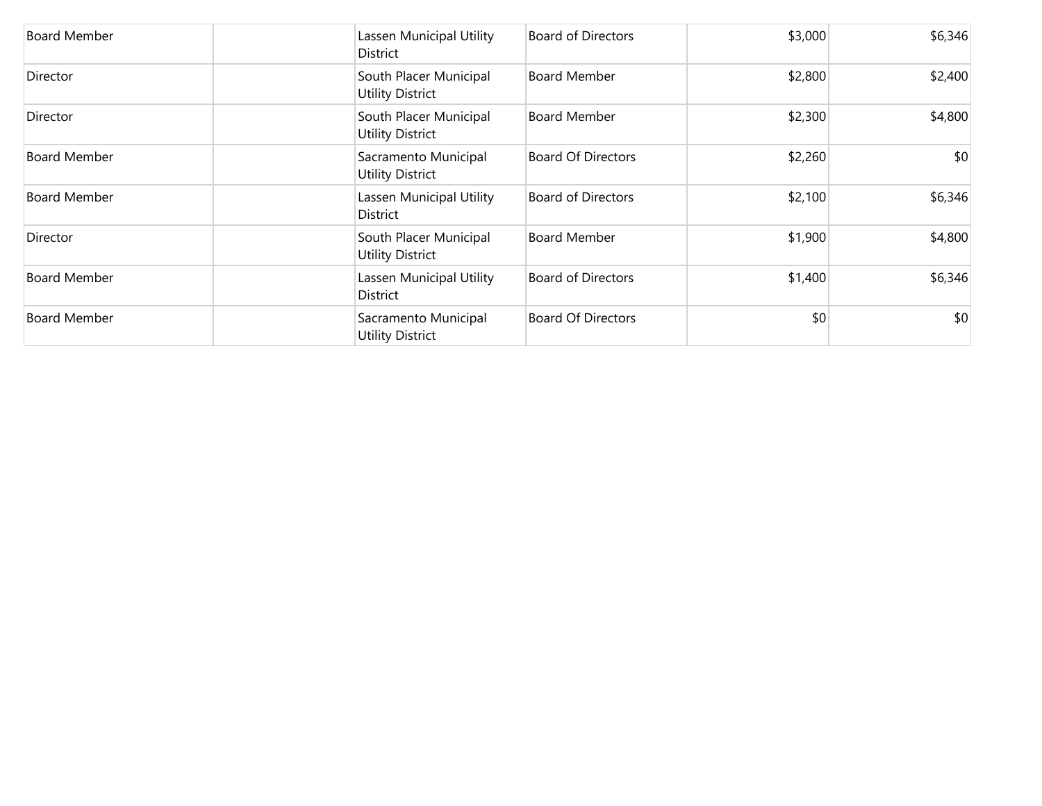| | | | | | |
|---|---|---|---|---|---|
| Board Member | | Lassen Municipal Utility District | Board of Directors | $3,000 | $6,346 |
| Director | | South Placer Municipal Utility District | Board Member | $2,800 | $2,400 |
| Director | | South Placer Municipal Utility District | Board Member | $2,300 | $4,800 |
| Board Member | | Sacramento Municipal Utility District | Board Of Directors | $2,260 | $0 |
| Board Member | | Lassen Municipal Utility District | Board of Directors | $2,100 | $6,346 |
| Director | | South Placer Municipal Utility District | Board Member | $1,900 | $4,800 |
| Board Member | | Lassen Municipal Utility District | Board of Directors | $1,400 | $6,346 |
| Board Member | | Sacramento Municipal Utility District | Board Of Directors | $0 | $0 |